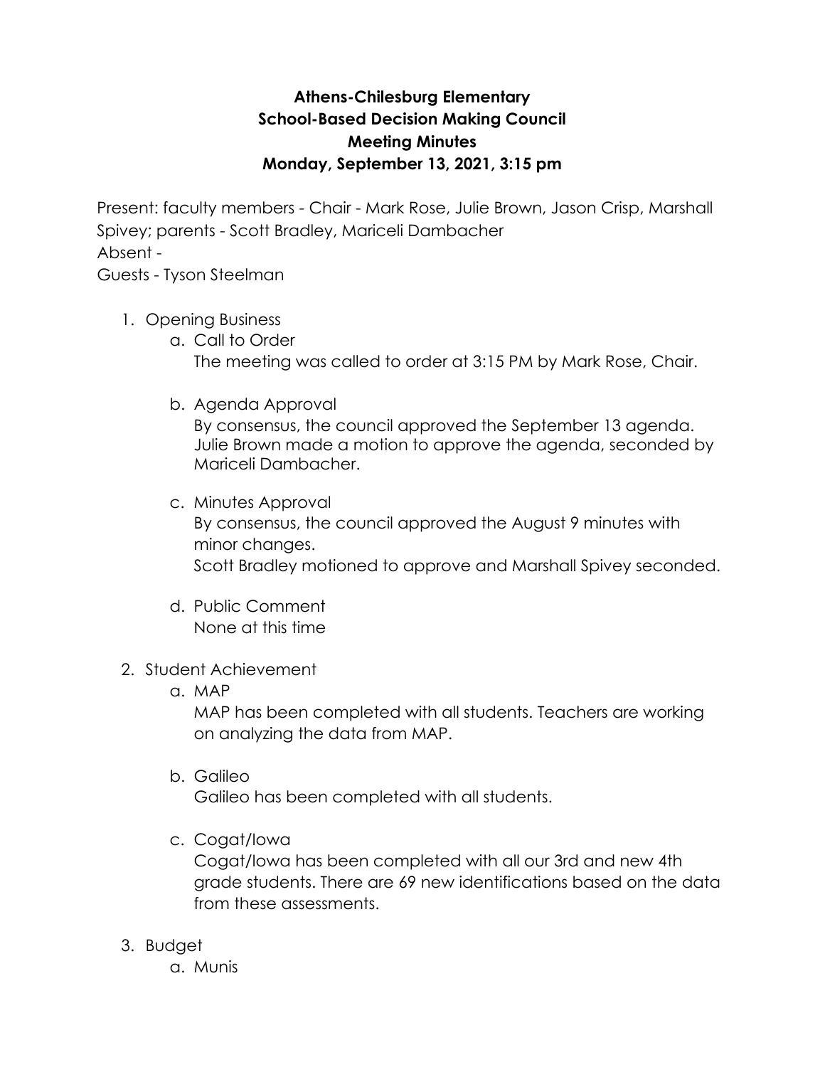**Athens-Chilesburg Elementary**
**School-Based Decision Making Council**
**Meeting Minutes**
**Monday, September 13, 2021, 3:15 pm**

Present: faculty members - Chair - Mark Rose, Julie Brown, Jason Crisp, Marshall Spivey; parents - Scott Bradley, Mariceli Dambacher
Absent -
Guests - Tyson Steelman

1. Opening Business
   a. Call to Order
      The meeting was called to order at 3:15 PM by Mark Rose, Chair.

   b. Agenda Approval
      By consensus, the council approved the September 13 agenda. Julie Brown made a motion to approve the agenda, seconded by Mariceli Dambacher.

   c. Minutes Approval
      By consensus, the council approved the August 9 minutes with minor changes.
      Scott Bradley motioned to approve and Marshall Spivey seconded.

   d. Public Comment
      None at this time

2. Student Achievement
   a. MAP
      MAP has been completed with all students. Teachers are working on analyzing the data from MAP.

   b. Galileo
      Galileo has been completed with all students.

   c. Cogat/Iowa
      Cogat/Iowa has been completed with all our 3rd and new 4th grade students. There are 69 new identifications based on the data from these assessments.

3. Budget
   a. Munis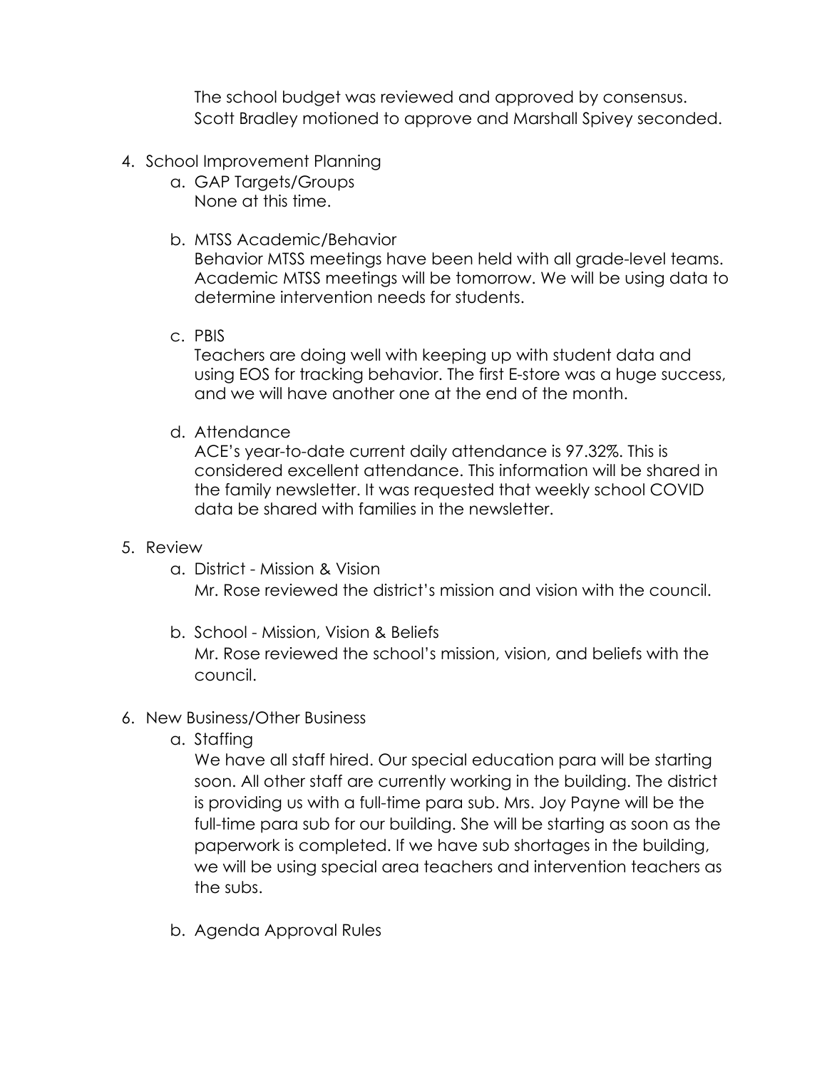The school budget was reviewed and approved by consensus. Scott Bradley motioned to approve and Marshall Spivey seconded.

4. School Improvement Planning
    a. GAP Targets/Groups
       None at this time.

    b. MTSS Academic/Behavior
       Behavior MTSS meetings have been held with all grade-level teams. Academic MTSS meetings will be tomorrow. We will be using data to determine intervention needs for students.

    c. PBIS
       Teachers are doing well with keeping up with student data and using EOS for tracking behavior. The first E-store was a huge success, and we will have another one at the end of the month.

    d. Attendance
       ACE's year-to-date current daily attendance is 97.32%. This is considered excellent attendance. This information will be shared in the family newsletter. It was requested that weekly school COVID data be shared with families in the newsletter.

5. Review
    a. District - Mission & Vision
       Mr. Rose reviewed the district's mission and vision with the council.

    b. School - Mission, Vision & Beliefs
       Mr. Rose reviewed the school's mission, vision, and beliefs with the council.

6. New Business/Other Business
    a. Staffing
       We have all staff hired. Our special education para will be starting soon. All other staff are currently working in the building. The district is providing us with a full-time para sub. Mrs. Joy Payne will be the full-time para sub for our building. She will be starting as soon as the paperwork is completed. If we have sub shortages in the building, we will be using special area teachers and intervention teachers as the subs.

    b. Agenda Approval Rules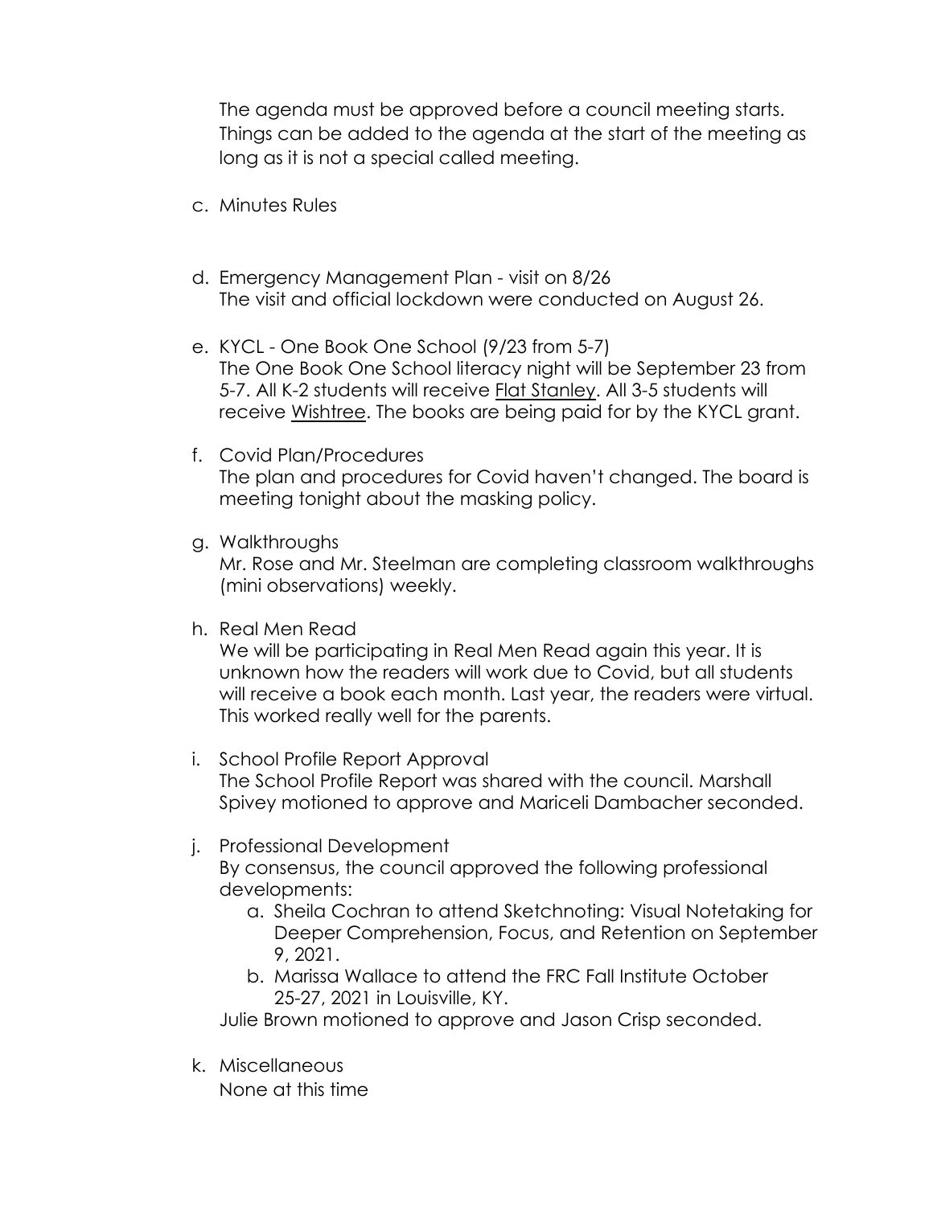The agenda must be approved before a council meeting starts. Things can be added to the agenda at the start of the meeting as long as it is not a special called meeting.

c. Minutes Rules

d. Emergency Management Plan - visit on 8/26
   The visit and official lockdown were conducted on August 26.

e. KYCL - One Book One School (9/23 from 5-7)
   The One Book One School literacy night will be September 23 from 5-7. All K-2 students will receive <u>Flat Stanley</u>. All 3-5 students will receive <u>Wishtree</u>. The books are being paid for by the KYCL grant.

f. Covid Plan/Procedures
   The plan and procedures for Covid haven't changed. The board is meeting tonight about the masking policy.

g. Walkthroughs
   Mr. Rose and Mr. Steelman are completing classroom walkthroughs (mini observations) weekly.

h. Real Men Read
   We will be participating in Real Men Read again this year. It is unknown how the readers will work due to Covid, but all students will receive a book each month. Last year, the readers were virtual. This worked really well for the parents.

i. School Profile Report Approval
   The School Profile Report was shared with the council. Marshall Spivey motioned to approve and Mariceli Dambacher seconded.

j. Professional Development
   By consensus, the council approved the following professional developments:
   a. Sheila Cochran to attend Sketchnoting: Visual Notetaking for Deeper Comprehension, Focus, and Retention on September 9, 2021.
   b. Marissa Wallace to attend the FRC Fall Institute October 25-27, 2021 in Louisville, KY.

   Julie Brown motioned to approve and Jason Crisp seconded.

k. Miscellaneous
   None at this time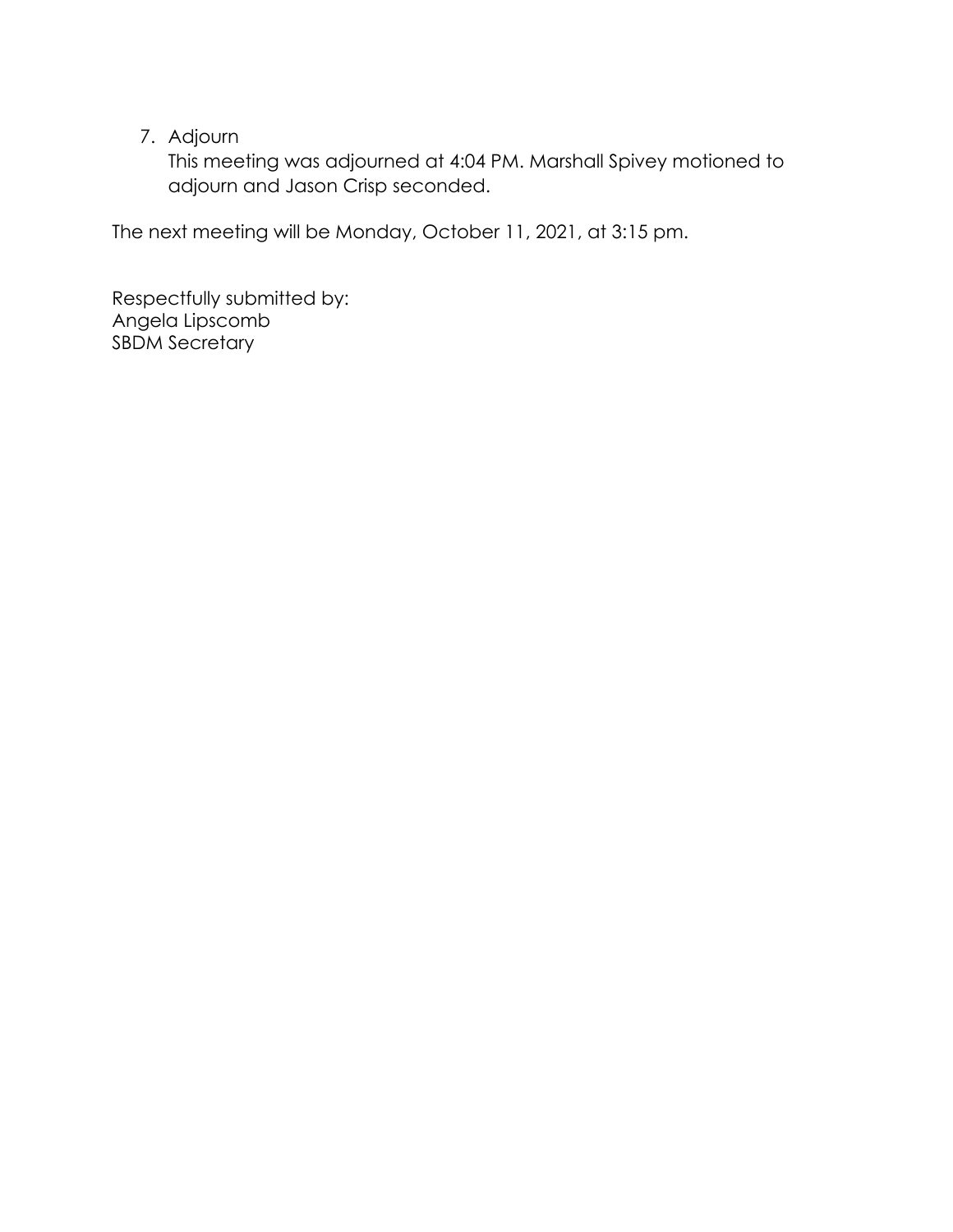7. Adjourn
   This meeting was adjourned at 4:04 PM. Marshall Spivey motioned to adjourn and Jason Crisp seconded.

The next meeting will be Monday, October 11, 2021, at 3:15 pm.

Respectfully submitted by:
Angela Lipscomb
SBDM Secretary